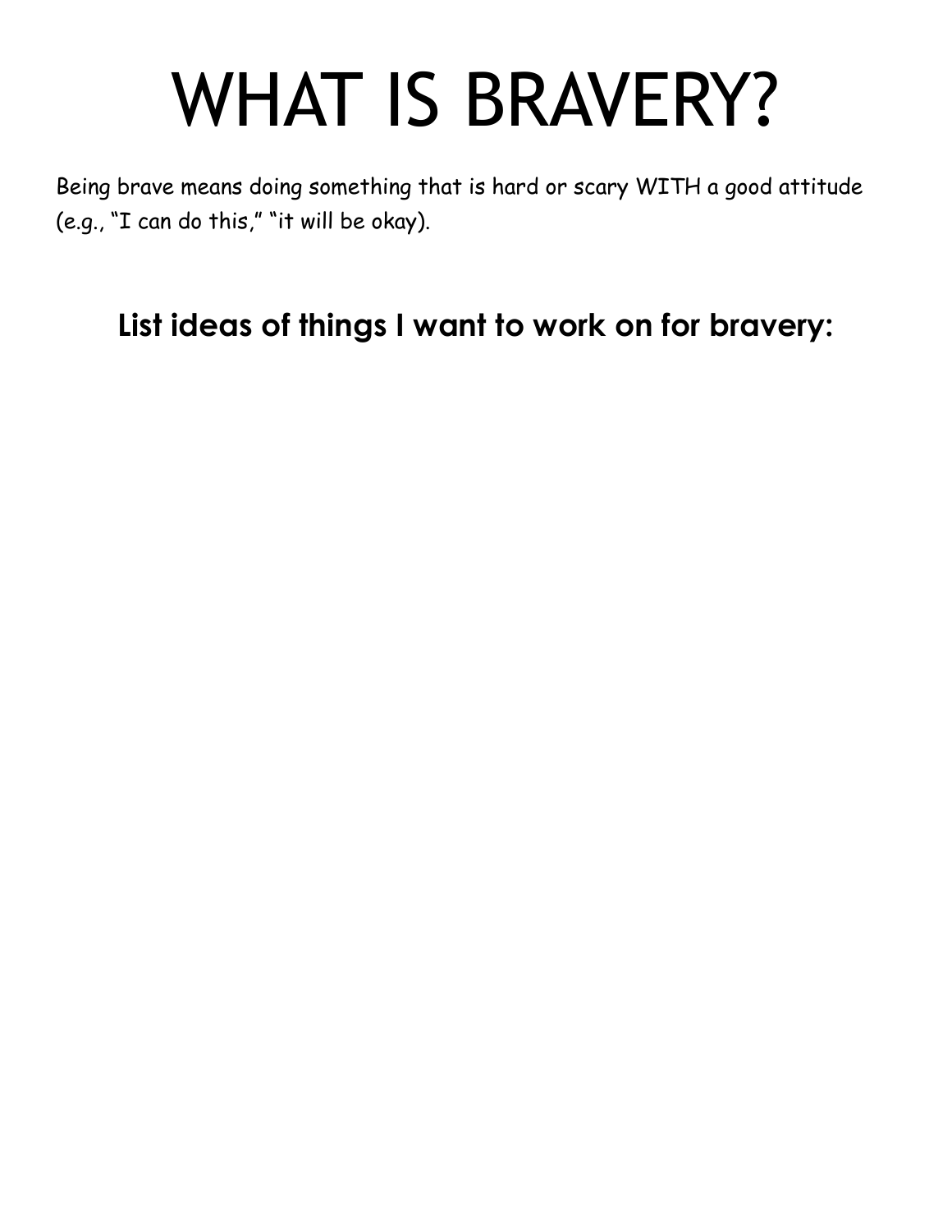# WHAT IS BRAVERY?

Being brave means doing something that is hard or scary WITH a good attitude (e.g., "I can do this," "it will be okay).

## List ideas of things I want to work on for bravery: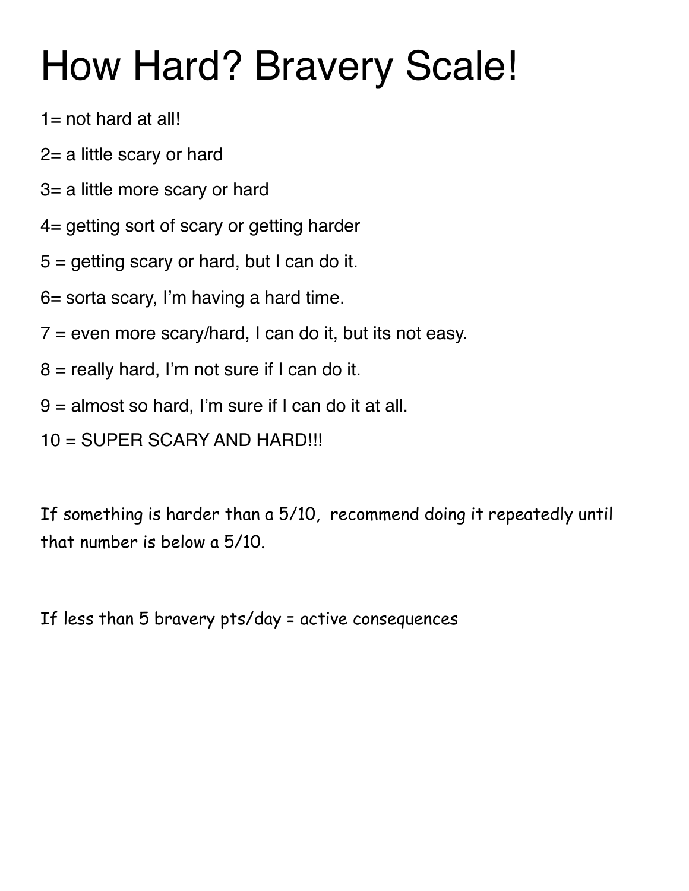# How Hard? Bravery Scale!

1= not hard at all!

2= a little scary or hard

3= a little more scary or hard

4= getting sort of scary or getting harder

5 = getting scary or hard, but I can do it.

6= sorta scary, I'm having a hard time.

7 = even more scary/hard, I can do it, but its not easy.

8 = really hard, I'm not sure if I can do it.

9 = almost so hard, I'm sure if I can do it at all.

10 = SUPER SCARY AND HARD!!!

If something is harder than a 5/10, recommend doing it repeatedly until that number is below a 5/10.

If less than 5 bravery pts/day = active consequences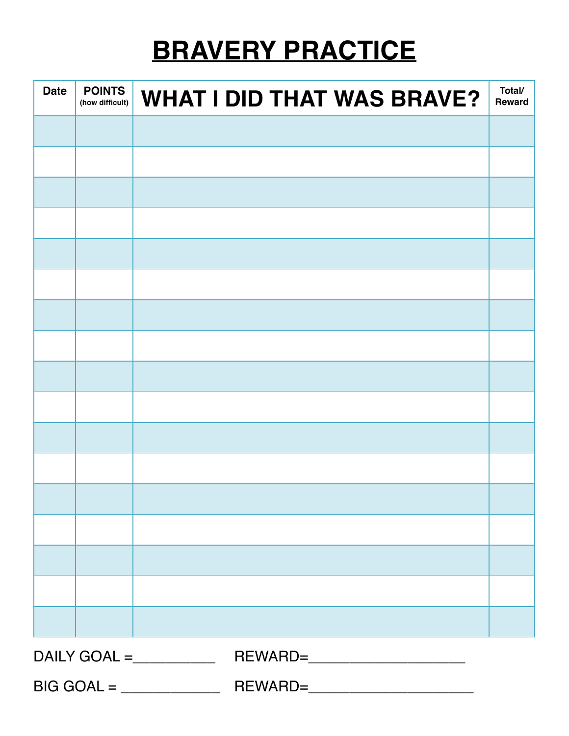# BRAVERY PRACTICE

| Date | POINTS (how difficult) | WHAT I DID THAT WAS BRAVE? | Total/ Reward |
|---|---|---|---|
| | | | |
| | | | |
| | | | |
| | | | |
| | | | |
| | | | |
| | | | |
| | | | |
| | | | |
| | | | |
| | | | |
| | | | |
| | | | |
| | | | |
| | | | |
| | | | |
| | | | |

DAILY GOAL =__________ REWARD=___________________

BIG GOAL = ____________ REWARD=____________________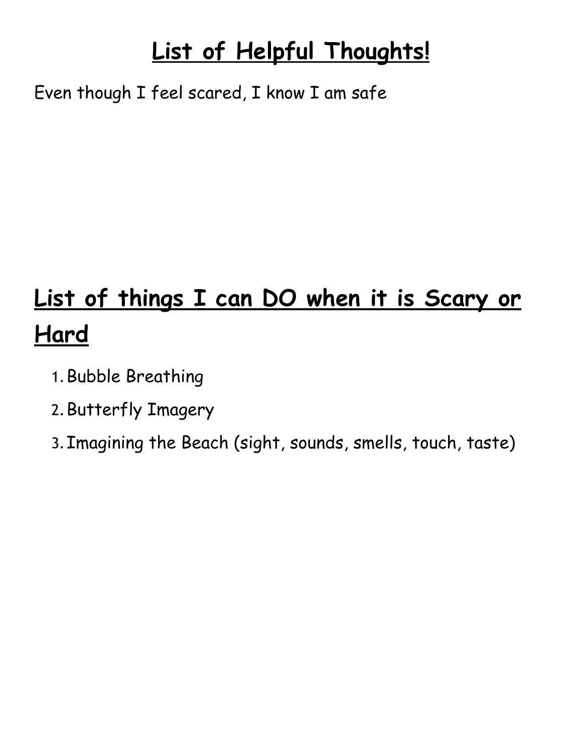# List of Helpful Thoughts!

Even though I feel scared, I know I am safe

## List of things I can DO when it is Scary or Hard

1. Bubble Breathing
2. Butterfly Imagery
3. Imagining the Beach (sight, sounds, smells, touch, taste)